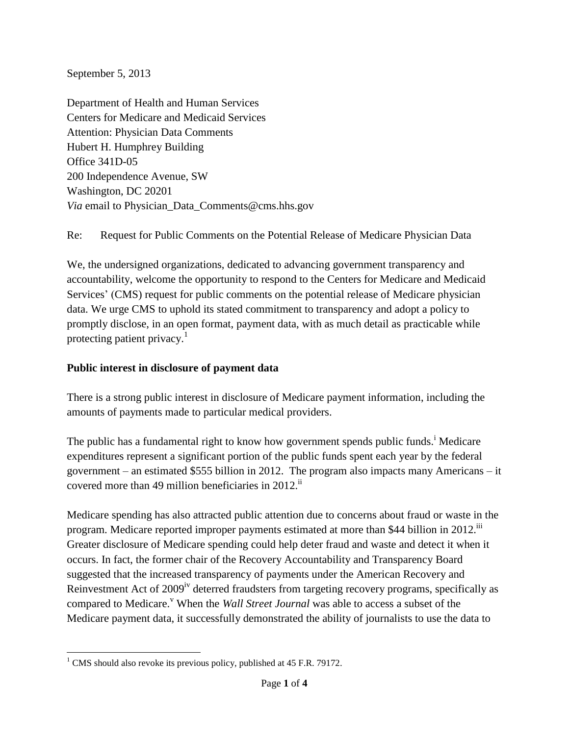September 5, 2013

Department of Health and Human Services
Centers for Medicare and Medicaid Services
Attention: Physician Data Comments
Hubert H. Humphrey Building
Office 341D-05
200 Independence Avenue, SW
Washington, DC 20201
*Via* email to Physician_Data_Comments@cms.hhs.gov

Re: Request for Public Comments on the Potential Release of Medicare Physician Data

We, the undersigned organizations, dedicated to advancing government transparency and accountability, welcome the opportunity to respond to the Centers for Medicare and Medicaid Services' (CMS) request for public comments on the potential release of Medicare physician data. We urge CMS to uphold its stated commitment to transparency and adopt a policy to promptly disclose, in an open format, payment data, with as much detail as practicable while protecting patient privacy.[1]

**Public interest in disclosure of payment data**

There is a strong public interest in disclosure of Medicare payment information, including the amounts of payments made to particular medical providers.

The public has a fundamental right to know how government spends public funds.[i] Medicare expenditures represent a significant portion of the public funds spent each year by the federal government – an estimated $555 billion in 2012. The program also impacts many Americans – it covered more than 49 million beneficiaries in 2012.[ii]

Medicare spending has also attracted public attention due to concerns about fraud or waste in the program. Medicare reported improper payments estimated at more than $44 billion in 2012.[iii] Greater disclosure of Medicare spending could help deter fraud and waste and detect it when it occurs. In fact, the former chair of the Recovery Accountability and Transparency Board suggested that the increased transparency of payments under the American Recovery and Reinvestment Act of 2009[iv] deterred fraudsters from targeting recovery programs, specifically as compared to Medicare.[v] When the *Wall Street Journal* was able to access a subset of the Medicare payment data, it successfully demonstrated the ability of journalists to use the data to

[1] CMS should also revoke its previous policy, published at 45 F.R. 79172.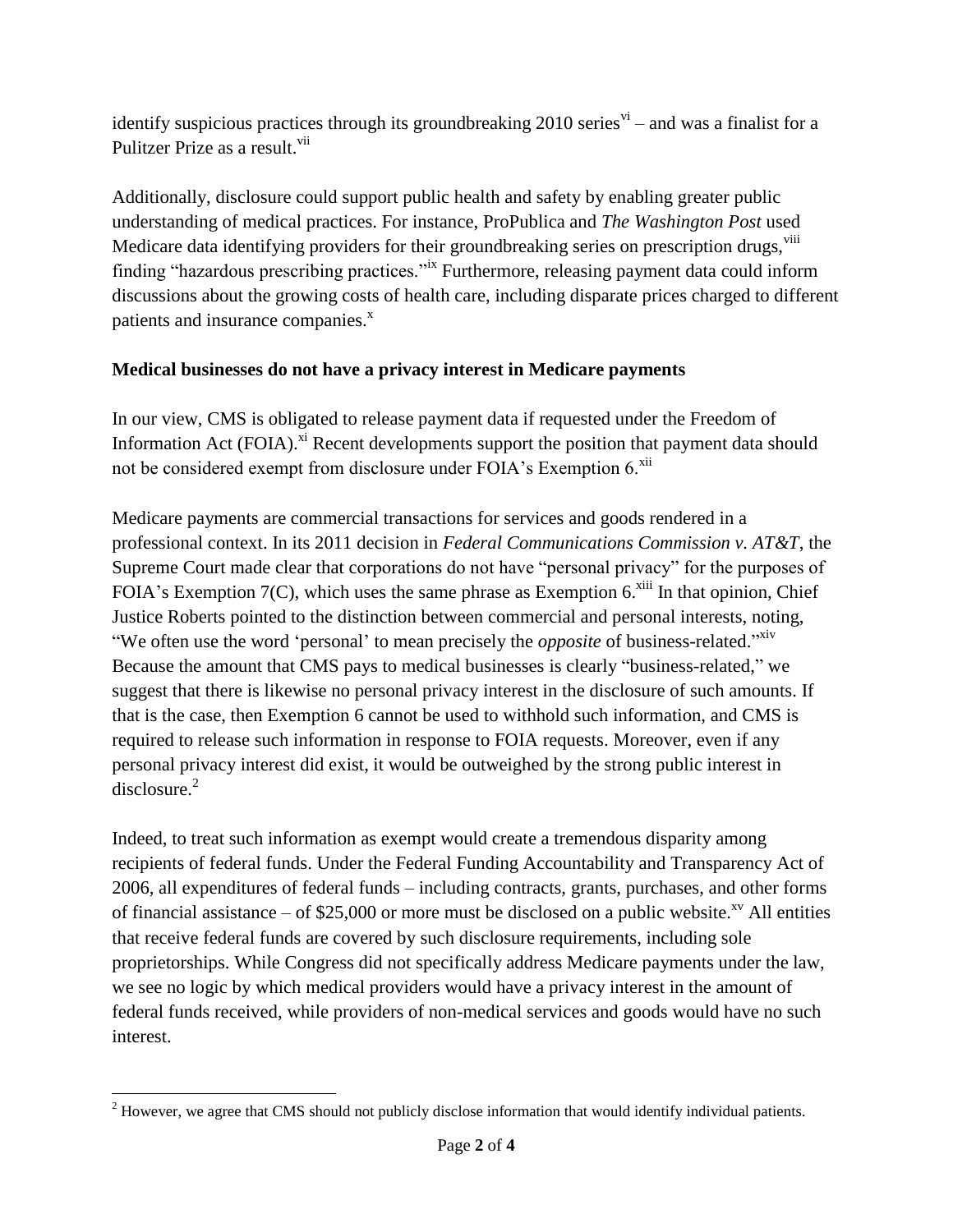identify suspicious practices through its groundbreaking 2010 series[vi] – and was a finalist for a Pulitzer Prize as a result.[vii]

Additionally, disclosure could support public health and safety by enabling greater public understanding of medical practices. For instance, ProPublica and *The Washington Post* used Medicare data identifying providers for their groundbreaking series on prescription drugs,[viii] finding "hazardous prescribing practices."[ix] Furthermore, releasing payment data could inform discussions about the growing costs of health care, including disparate prices charged to different patients and insurance companies.[x]

**Medical businesses do not have a privacy interest in Medicare payments**

In our view, CMS is obligated to release payment data if requested under the Freedom of Information Act (FOIA).[xi] Recent developments support the position that payment data should not be considered exempt from disclosure under FOIA's Exemption 6.[xii]

Medicare payments are commercial transactions for services and goods rendered in a professional context. In its 2011 decision in *Federal Communications Commission v. AT&T*, the Supreme Court made clear that corporations do not have "personal privacy" for the purposes of FOIA's Exemption 7(C), which uses the same phrase as Exemption 6.[xiii] In that opinion, Chief Justice Roberts pointed to the distinction between commercial and personal interests, noting, "We often use the word 'personal' to mean precisely the *opposite* of business-related."[xiv] Because the amount that CMS pays to medical businesses is clearly "business-related," we suggest that there is likewise no personal privacy interest in the disclosure of such amounts. If that is the case, then Exemption 6 cannot be used to withhold such information, and CMS is required to release such information in response to FOIA requests. Moreover, even if any personal privacy interest did exist, it would be outweighed by the strong public interest in disclosure.[2]

Indeed, to treat such information as exempt would create a tremendous disparity among recipients of federal funds. Under the Federal Funding Accountability and Transparency Act of 2006, all expenditures of federal funds – including contracts, grants, purchases, and other forms of financial assistance – of $25,000 or more must be disclosed on a public website.[xv] All entities that receive federal funds are covered by such disclosure requirements, including sole proprietorships. While Congress did not specifically address Medicare payments under the law, we see no logic by which medical providers would have a privacy interest in the amount of federal funds received, while providers of non-medical services and goods would have no such interest.

[2] However, we agree that CMS should not publicly disclose information that would identify individual patients.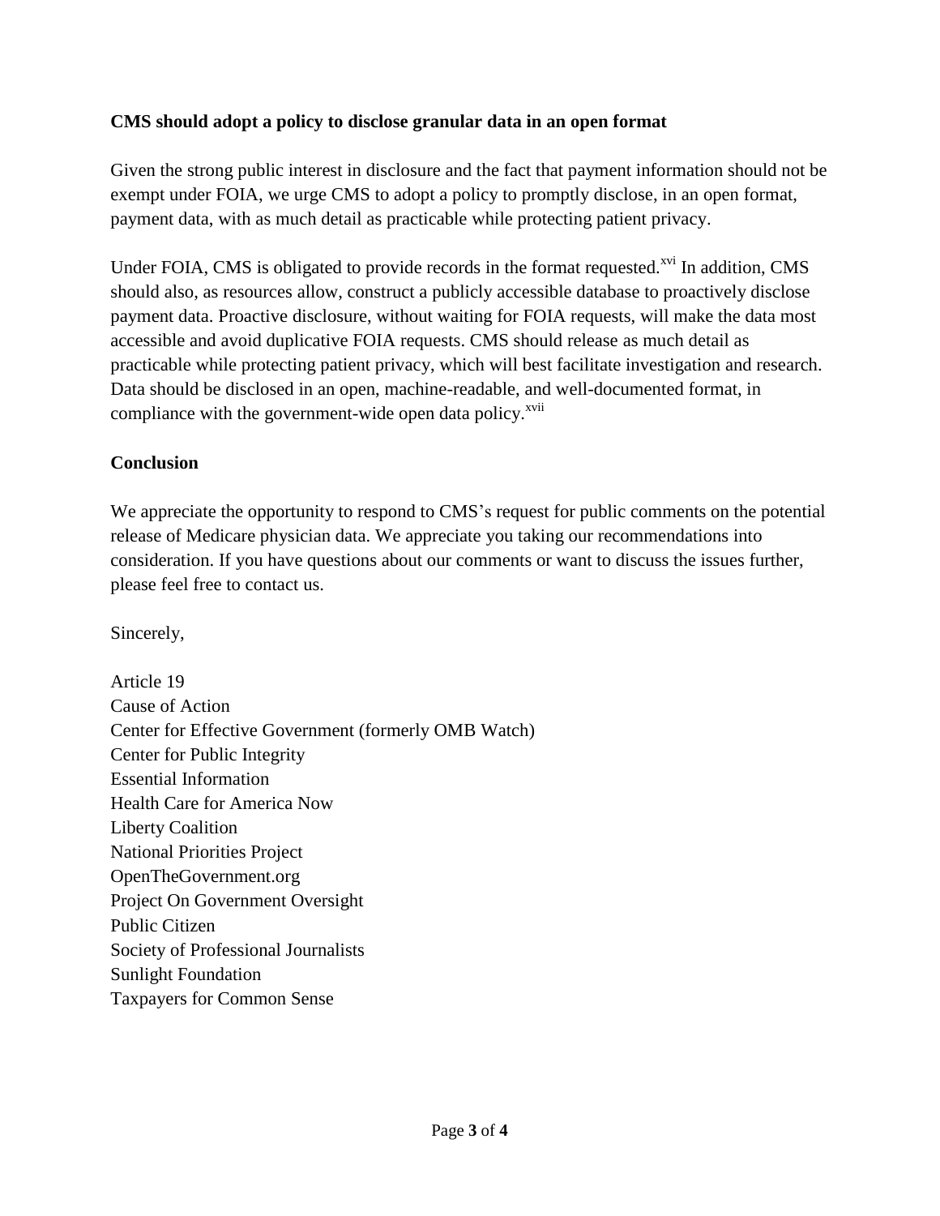**CMS should adopt a policy to disclose granular data in an open format**

Given the strong public interest in disclosure and the fact that payment information should not be exempt under FOIA, we urge CMS to adopt a policy to promptly disclose, in an open format, payment data, with as much detail as practicable while protecting patient privacy.

Under FOIA, CMS is obligated to provide records in the format requested.[xvi] In addition, CMS should also, as resources allow, construct a publicly accessible database to proactively disclose payment data. Proactive disclosure, without waiting for FOIA requests, will make the data most accessible and avoid duplicative FOIA requests. CMS should release as much detail as practicable while protecting patient privacy, which will best facilitate investigation and research. Data should be disclosed in an open, machine-readable, and well-documented format, in compliance with the government-wide open data policy.[xvii]

**Conclusion**

We appreciate the opportunity to respond to CMS's request for public comments on the potential release of Medicare physician data. We appreciate you taking our recommendations into consideration. If you have questions about our comments or want to discuss the issues further, please feel free to contact us.

Sincerely,

Article 19
Cause of Action
Center for Effective Government (formerly OMB Watch)
Center for Public Integrity
Essential Information
Health Care for America Now
Liberty Coalition
National Priorities Project
OpenTheGovernment.org
Project On Government Oversight
Public Citizen
Society of Professional Journalists
Sunlight Foundation
Taxpayers for Common Sense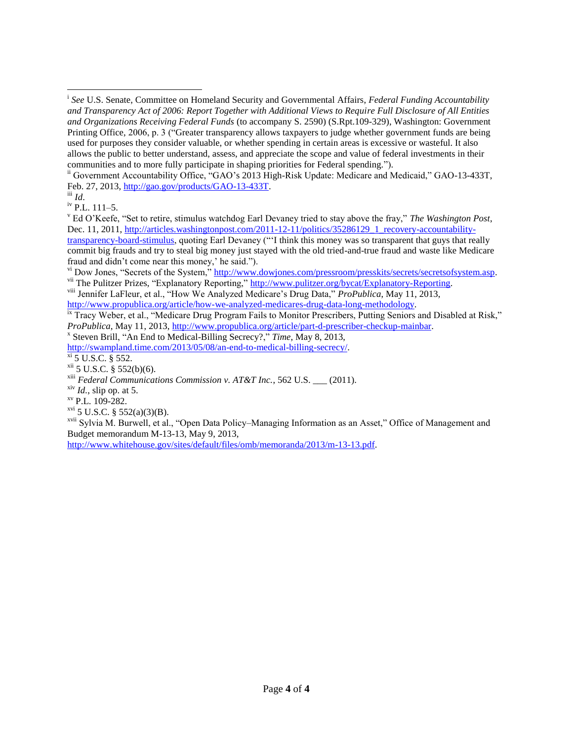[i] *See* U.S. Senate, Committee on Homeland Security and Governmental Affairs, *Federal Funding Accountability and Transparency Act of 2006: Report Together with Additional Views to Require Full Disclosure of All Entities and Organizations Receiving Federal Funds* (to accompany S. 2590) (S.Rpt.109-329), Washington: Government Printing Office, 2006, p. 3 ("Greater transparency allows taxpayers to judge whether government funds are being used for purposes they consider valuable, or whether spending in certain areas is excessive or wasteful. It also allows the public to better understand, assess, and appreciate the scope and value of federal investments in their communities and to more fully participate in shaping priorities for Federal spending.").

[ii] Government Accountability Office, "GAO's 2013 High-Risk Update: Medicare and Medicaid," GAO-13-433T, Feb. 27, 2013, http://gao.gov/products/GAO-13-433T.

[iii] *Id*.

[iv] P.L. 111–5.

[v] Ed O'Keefe, "Set to retire, stimulus watchdog Earl Devaney tried to stay above the fray," *The Washington Post*, Dec. 11, 2011, http://articles.washingtonpost.com/2011-12-11/politics/35286129_1_recovery-accountability-transparency-board-stimulus, quoting Earl Devaney ("'I think this money was so transparent that guys that really commit big frauds and try to steal big money just stayed with the old tried-and-true fraud and waste like Medicare fraud and didn't come near this money,' he said.").

[vi] Dow Jones, "Secrets of the System," http://www.dowjones.com/pressroom/presskits/secrets/secretsofsystem.asp.

[vii] The Pulitzer Prizes, "Explanatory Reporting," http://www.pulitzer.org/bycat/Explanatory-Reporting.

[viii] Jennifer LaFleur, et al., "How We Analyzed Medicare's Drug Data," *ProPublica*, May 11, 2013, http://www.propublica.org/article/how-we-analyzed-medicares-drug-data-long-methodology.

[ix] Tracy Weber, et al., "Medicare Drug Program Fails to Monitor Prescribers, Putting Seniors and Disabled at Risk," *ProPublica*, May 11, 2013, http://www.propublica.org/article/part-d-prescriber-checkup-mainbar.

[x] Steven Brill, "An End to Medical-Billing Secrecy?," *Time*, May 8, 2013, http://swampland.time.com/2013/05/08/an-end-to-medical-billing-secrecy/.

[xi] 5 U.S.C. § 552.

[xii] 5 U.S.C. § 552(b)(6).

[xiii] *Federal Communications Commission v. AT&T Inc.*, 562 U.S. ___ (2011).

[xiv] *Id.*, slip op. at 5.

[xv] P.L. 109-282.

[xvi] 5 U.S.C. § 552(a)(3)(B).

[xvii] Sylvia M. Burwell, et al., "Open Data Policy–Managing Information as an Asset," Office of Management and Budget memorandum M-13-13, May 9, 2013, http://www.whitehouse.gov/sites/default/files/omb/memoranda/2013/m-13-13.pdf.